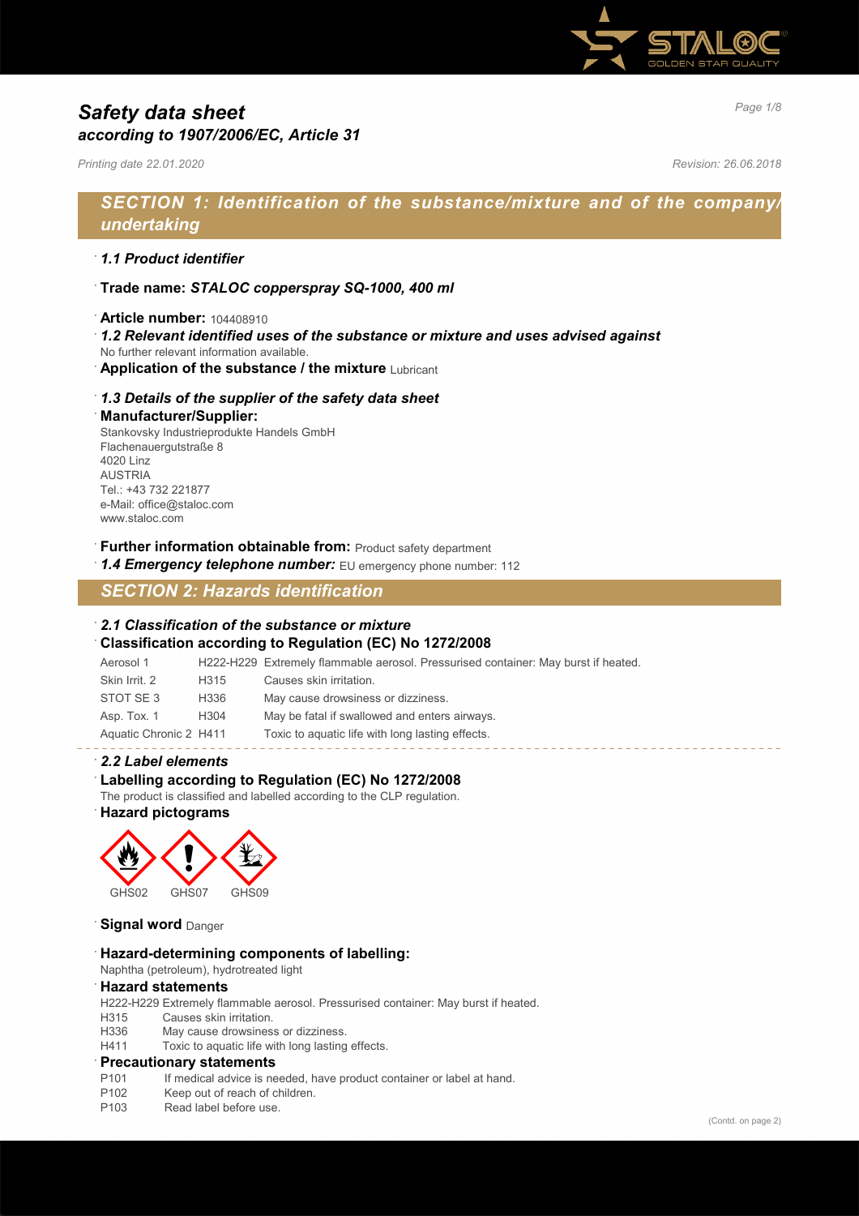# *Safety data sheet*
## *according to 1907/2006/EC, Article 31*

*Printing date 22.01.2020* *Revision: 26.06.2018*

## *SECTION 1: Identification of the substance/mixture and of the company/undertaking*

· ***1.1 Product identifier***

· **Trade name:** ***STALOC copperspray SQ-1000, 400 ml***

· **Article number:** 104408910

· ***1.2 Relevant identified uses of the substance or mixture and uses advised against***
No further relevant information available.

· **Application of the substance / the mixture** Lubricant

· ***1.3 Details of the supplier of the safety data sheet***

· **Manufacturer/Supplier:**
Stankovsky Industrieprodukte Handels GmbH
Flachenauergutstraße 8
4020 Linz
AUSTRIA
Tel.: +43 732 221877
e-Mail: office@staloc.com
www.staloc.com

· **Further information obtainable from:** Product safety department

· ***1.4 Emergency telephone number:*** EU emergency phone number: 112

## *SECTION 2: Hazards identification*

· ***2.1 Classification of the substance or mixture***

· **Classification according to Regulation (EC) No 1272/2008**

| | | |
|---|---|---|
| Aerosol 1 | H222-H229 | Extremely flammable aerosol. Pressurised container: May burst if heated. |
| Skin Irrit. 2 | H315 | Causes skin irritation. |
| STOT SE 3 | H336 | May cause drowsiness or dizziness. |
| Asp. Tox. 1 | H304 | May be fatal if swallowed and enters airways. |
| Aquatic Chronic 2 | H411 | Toxic to aquatic life with long lasting effects. |

· ***2.2 Label elements***

· **Labelling according to Regulation (EC) No 1272/2008**
The product is classified and labelled according to the CLP regulation.

· **Hazard pictograms**

GHS02 GHS07 GHS09

· **Signal word** Danger

· **Hazard-determining components of labelling:**
Naphtha (petroleum), hydrotreated light

· **Hazard statements**
H222-H229 Extremely flammable aerosol. Pressurised container: May burst if heated.
H315 Causes skin irritation.
H336 May cause drowsiness or dizziness.
H411 Toxic to aquatic life with long lasting effects.

· **Precautionary statements**
P101 If medical advice is needed, have product container or label at hand.
P102 Keep out of reach of children.
P103 Read label before use.

(Contd. on page 2)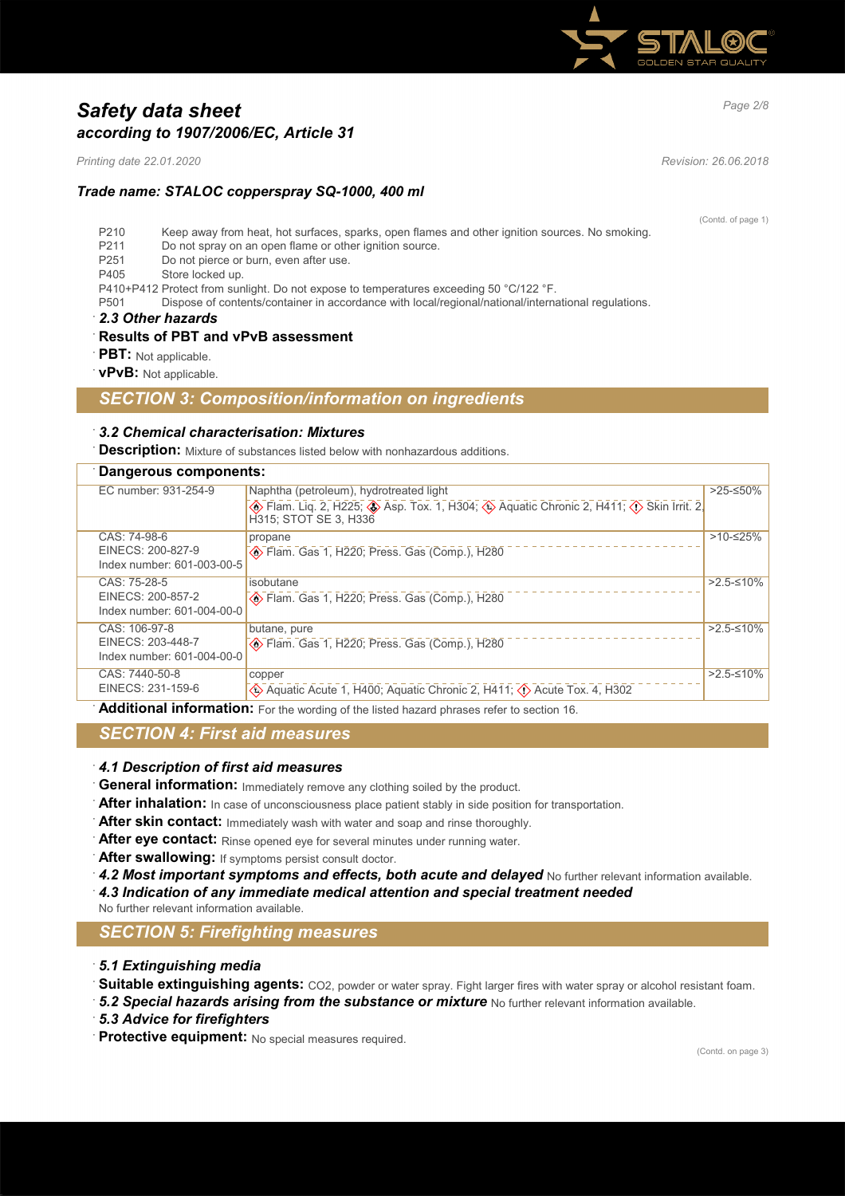(Contd. of page 1)

P210 Keep away from heat, hot surfaces, sparks, open flames and other ignition sources. No smoking.
P211 Do not spray on an open flame or other ignition source.
P251 Do not pierce or burn, even after use.
P405 Store locked up.
P410+P412 Protect from sunlight. Do not expose to temperatures exceeding 50 °C/122 °F.
P501 Dispose of contents/container in accordance with local/regional/national/international regulations.

### 2.3 Other hazards

**Results of PBT and vPvB assessment**

**PBT:** Not applicable.

**vPvB:** Not applicable.

## SECTION 3: Composition/information on ingredients

### 3.2 Chemical characterisation: Mixtures

**Description:** Mixture of substances listed below with nonhazardous additions.

**Dangerous components:**

| | | |
|---|---|---|
| EC number: 931-254-9 | Naphtha (petroleum), hydrotreated light<br>Flam. Liq. 2, H225; Asp. Tox. 1, H304; Aquatic Chronic 2, H411; Skin Irrit. 2, H315; STOT SE 3, H336 | >25-≤50% |
| CAS: 74-98-6<br>EINECS: 200-827-9<br>Index number: 601-003-00-5 | propane<br>Flam. Gas 1, H220; Press. Gas (Comp.), H280 | >10-≤25% |
| CAS: 75-28-5<br>EINECS: 200-857-2<br>Index number: 601-004-00-0 | isobutane<br>Flam. Gas 1, H220; Press. Gas (Comp.), H280 | >2.5-≤10% |
| CAS: 106-97-8<br>EINECS: 203-448-7<br>Index number: 601-004-00-0 | butane, pure<br>Flam. Gas 1, H220; Press. Gas (Comp.), H280 | >2.5-≤10% |
| CAS: 7440-50-8<br>EINECS: 231-159-6 | copper<br>Aquatic Acute 1, H400; Aquatic Chronic 2, H411; Acute Tox. 4, H302 | >2.5-≤10% |

**Additional information:** For the wording of the listed hazard phrases refer to section 16.

## SECTION 4: First aid measures

### 4.1 Description of first aid measures

**General information:** Immediately remove any clothing soiled by the product.

**After inhalation:** In case of unconsciousness place patient stably in side position for transportation.

**After skin contact:** Immediately wash with water and soap and rinse thoroughly.

**After eye contact:** Rinse opened eye for several minutes under running water.

**After swallowing:** If symptoms persist consult doctor.

***4.2 Most important symptoms and effects, both acute and delayed*** No further relevant information available.

***4.3 Indication of any immediate medical attention and special treatment needed***
No further relevant information available.

## SECTION 5: Firefighting measures

### 5.1 Extinguishing media

**Suitable extinguishing agents:** CO2, powder or water spray. Fight larger fires with water spray or alcohol resistant foam.

***5.2 Special hazards arising from the substance or mixture*** No further relevant information available.

### 5.3 Advice for firefighters

**Protective equipment:** No special measures required.

(Contd. on page 3)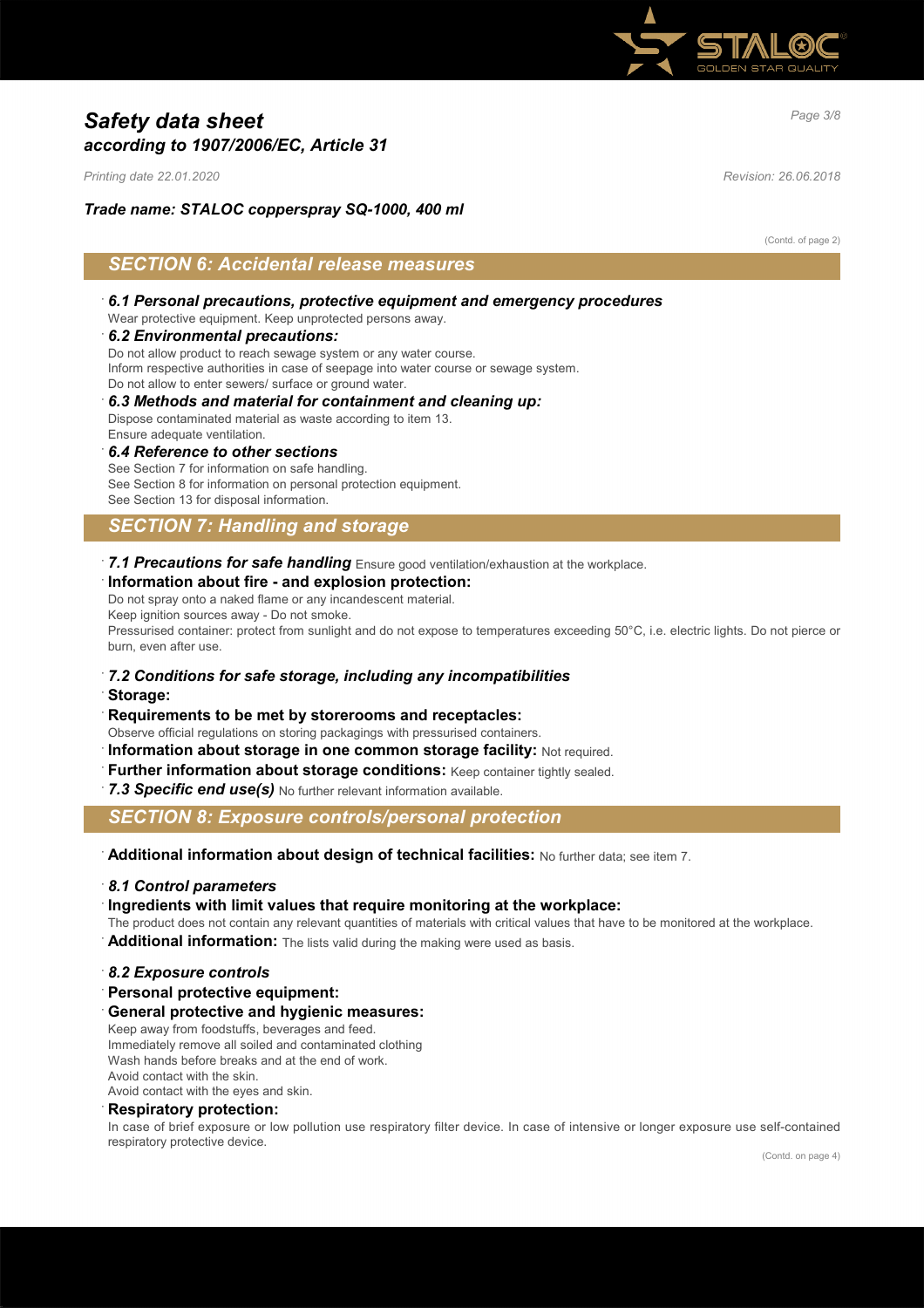# Safety data sheet
## according to 1907/2006/EC, Article 31

*Printing date 22.01.2020* *Revision: 26.06.2018*

***Trade name: STALOC copperspray SQ-1000, 400 ml***

(Contd. of page 2)

## SECTION 6: Accidental release measures

· ***6.1 Personal precautions, protective equipment and emergency procedures***
Wear protective equipment. Keep unprotected persons away.

· ***6.2 Environmental precautions:***
Do not allow product to reach sewage system or any water course.
Inform respective authorities in case of seepage into water course or sewage system.
Do not allow to enter sewers/ surface or ground water.

· ***6.3 Methods and material for containment and cleaning up:***
Dispose contaminated material as waste according to item 13.
Ensure adequate ventilation.

· ***6.4 Reference to other sections***
See Section 7 for information on safe handling.
See Section 8 for information on personal protection equipment.
See Section 13 for disposal information.

## SECTION 7: Handling and storage

· ***7.1 Precautions for safe handling*** Ensure good ventilation/exhaustion at the workplace.

· **Information about fire - and explosion protection:**
Do not spray onto a naked flame or any incandescent material.
Keep ignition sources away - Do not smoke.
Pressurised container: protect from sunlight and do not expose to temperatures exceeding 50°C, i.e. electric lights. Do not pierce or burn, even after use.

· ***7.2 Conditions for safe storage, including any incompatibilities***

· **Storage:**

· **Requirements to be met by storerooms and receptacles:**
Observe official regulations on storing packagings with pressurised containers.

· **Information about storage in one common storage facility:** Not required.

· **Further information about storage conditions:** Keep container tightly sealed.

· ***7.3 Specific end use(s)*** No further relevant information available.

## SECTION 8: Exposure controls/personal protection

· **Additional information about design of technical facilities:** No further data; see item 7.

· ***8.1 Control parameters***

· **Ingredients with limit values that require monitoring at the workplace:**
The product does not contain any relevant quantities of materials with critical values that have to be monitored at the workplace.

· **Additional information:** The lists valid during the making were used as basis.

· ***8.2 Exposure controls***

· **Personal protective equipment:**

· **General protective and hygienic measures:**
Keep away from foodstuffs, beverages and feed.
Immediately remove all soiled and contaminated clothing
Wash hands before breaks and at the end of work.
Avoid contact with the skin.
Avoid contact with the eyes and skin.

· **Respiratory protection:**
In case of brief exposure or low pollution use respiratory filter device. In case of intensive or longer exposure use self-contained respiratory protective device.

(Contd. on page 4)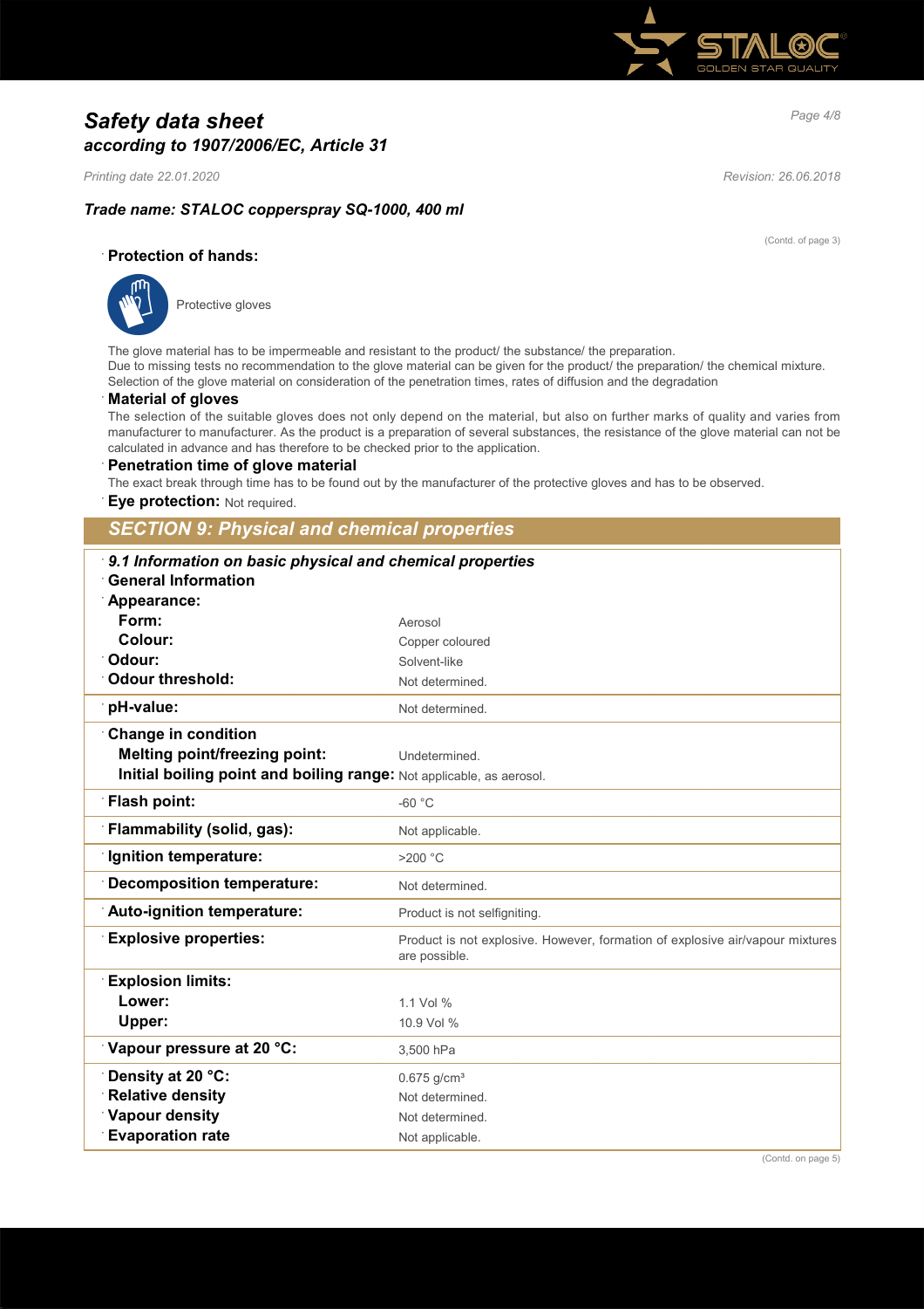# *Safety data sheet*
## *according to 1907/2006/EC, Article 31*

*Printing date 22.01.2020* *Revision: 26.06.2018*

### *Trade name: STALOC copperspray SQ-1000, 400 ml*

(Contd. of page 3)

**Protection of hands:**

Protective gloves

The glove material has to be impermeable and resistant to the product/ the substance/ the preparation.
Due to missing tests no recommendation to the glove material can be given for the product/ the preparation/ the chemical mixture.
Selection of the glove material on consideration of the penetration times, rates of diffusion and the degradation

**Material of gloves**

The selection of the suitable gloves does not only depend on the material, but also on further marks of quality and varies from manufacturer to manufacturer. As the product is a preparation of several substances, the resistance of the glove material can not be calculated in advance and has therefore to be checked prior to the application.

**Penetration time of glove material**

The exact break through time has to be found out by the manufacturer of the protective gloves and has to be observed.

**Eye protection:** Not required.

## *SECTION 9: Physical and chemical properties*

***9.1 Information on basic physical and chemical properties***

| | |
|---|---|
| **General Information** | |
| **Appearance:** | |
| **Form:** | Aerosol |
| **Colour:** | Copper coloured |
| **Odour:** | Solvent-like |
| **Odour threshold:** | Not determined. |
| **pH-value:** | Not determined. |
| **Change in condition** | |
| **Melting point/freezing point:** | Undetermined. |
| **Initial boiling point and boiling range:** | Not applicable, as aerosol. |
| **Flash point:** | -60 °C |
| **Flammability (solid, gas):** | Not applicable. |
| **Ignition temperature:** | >200 °C |
| **Decomposition temperature:** | Not determined. |
| **Auto-ignition temperature:** | Product is not selfigniting. |
| **Explosive properties:** | Product is not explosive. However, formation of explosive air/vapour mixtures are possible. |
| **Explosion limits:** | |
| **Lower:** | 1.1 Vol % |
| **Upper:** | 10.9 Vol % |
| **Vapour pressure at 20 °C:** | 3,500 hPa |
| **Density at 20 °C:** | 0.675 g/cm³ |
| **Relative density** | Not determined. |
| **Vapour density** | Not determined. |
| **Evaporation rate** | Not applicable. |

(Contd. on page 5)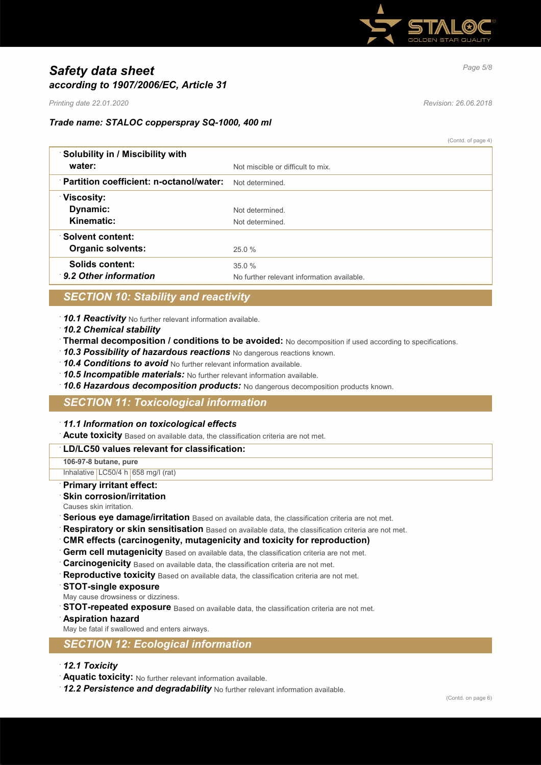(Contd. of page 4)

| | |
|---|---|
| **Solubility in / Miscibility with water:** | Not miscible or difficult to mix. |
| **Partition coefficient: n-octanol/water:** | Not determined. |
| **Viscosity:** | |
| **Dynamic:** | Not determined. |
| **Kinematic:** | Not determined. |
| **Solvent content:** | |
| **Organic solvents:** | 25.0 % |
| **Solids content:** | 35.0 % |
| ***9.2 Other information*** | No further relevant information available. |

## SECTION 10: Stability and reactivity

- ***10.1 Reactivity*** No further relevant information available.
- ***10.2 Chemical stability***
- **Thermal decomposition / conditions to be avoided:** No decomposition if used according to specifications.
- ***10.3 Possibility of hazardous reactions*** No dangerous reactions known.
- ***10.4 Conditions to avoid*** No further relevant information available.
- ***10.5 Incompatible materials:*** No further relevant information available.
- ***10.6 Hazardous decomposition products:*** No dangerous decomposition products known.

## SECTION 11: Toxicological information

- ***11.1 Information on toxicological effects***
- **Acute toxicity** Based on available data, the classification criteria are not met.

| **LD/LC50 values relevant for classification:** | | |
|---|---|---|
| **106-97-8 butane, pure** | | |
| Inhalative | LC50/4 h | 658 mg/l (rat) |

- **Primary irritant effect:**
- **Skin corrosion/irritation**
  Causes skin irritation.
- **Serious eye damage/irritation** Based on available data, the classification criteria are not met.
- **Respiratory or skin sensitisation** Based on available data, the classification criteria are not met.
- **CMR effects (carcinogenity, mutagenicity and toxicity for reproduction)**
- **Germ cell mutagenicity** Based on available data, the classification criteria are not met.
- **Carcinogenicity** Based on available data, the classification criteria are not met.
- **Reproductive toxicity** Based on available data, the classification criteria are not met.
- **STOT-single exposure**
  May cause drowsiness or dizziness.
- **STOT-repeated exposure** Based on available data, the classification criteria are not met.
- **Aspiration hazard**
  May be fatal if swallowed and enters airways.

## SECTION 12: Ecological information

- ***12.1 Toxicity***
- **Aquatic toxicity:** No further relevant information available.
- ***12.2 Persistence and degradability*** No further relevant information available.

(Contd. on page 6)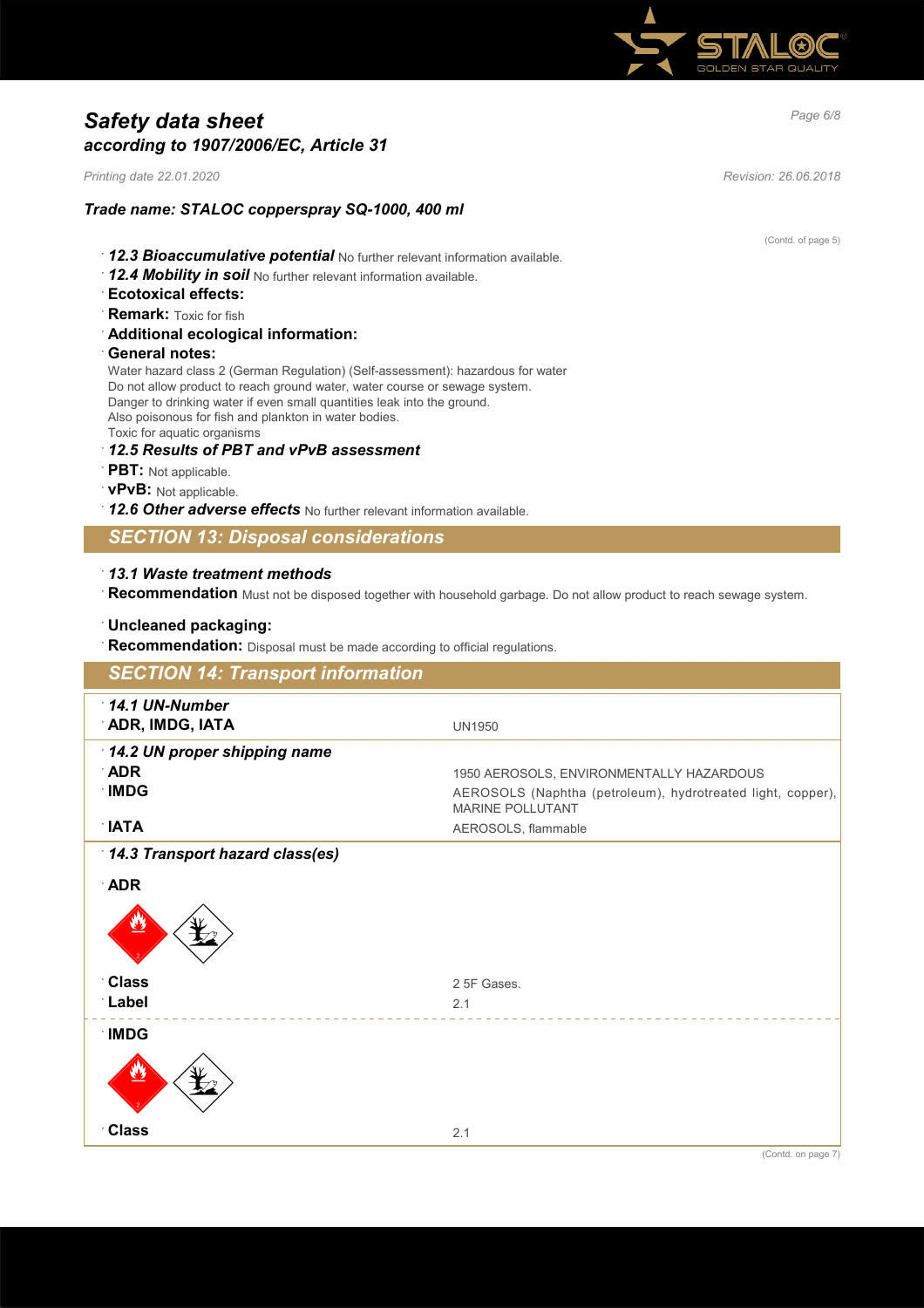(Contd. of page 5)

- ***12.3 Bioaccumulative potential*** No further relevant information available.
- ***12.4 Mobility in soil*** No further relevant information available.
- **Ecotoxical effects:**
- **Remark:** Toxic for fish
- **Additional ecological information:**
- **General notes:**

  Water hazard class 2 (German Regulation) (Self-assessment): hazardous for water
  Do not allow product to reach ground water, water course or sewage system.
  Danger to drinking water if even small quantities leak into the ground.
  Also poisonous for fish and plankton in water bodies.
  Toxic for aquatic organisms
- ***12.5 Results of PBT and vPvB assessment***
- **PBT:** Not applicable.
- **vPvB:** Not applicable.
- ***12.6 Other adverse effects*** No further relevant information available.

## SECTION 13: Disposal considerations

- ***13.1 Waste treatment methods***
- **Recommendation** Must not be disposed together with household garbage. Do not allow product to reach sewage system.

- **Uncleaned packaging:**
- **Recommendation:** Disposal must be made according to official regulations.

## SECTION 14: Transport information

| | |
|---|---|
| ***14.1 UN-Number*** | |
| **ADR, IMDG, IATA** | UN1950 |
| ***14.2 UN proper shipping name*** | |
| **ADR** | 1950 AEROSOLS, ENVIRONMENTALLY HAZARDOUS |
| **IMDG** | AEROSOLS (Naphtha (petroleum), hydrotreated light, copper), MARINE POLLUTANT |
| **IATA** | AEROSOLS, flammable |
| ***14.3 Transport hazard class(es)*** | |
| **ADR** | |
| **Class** | 2 5F Gases. |
| **Label** | 2.1 |
| **IMDG** | |
| **Class** | 2.1 |

(Contd. on page 7)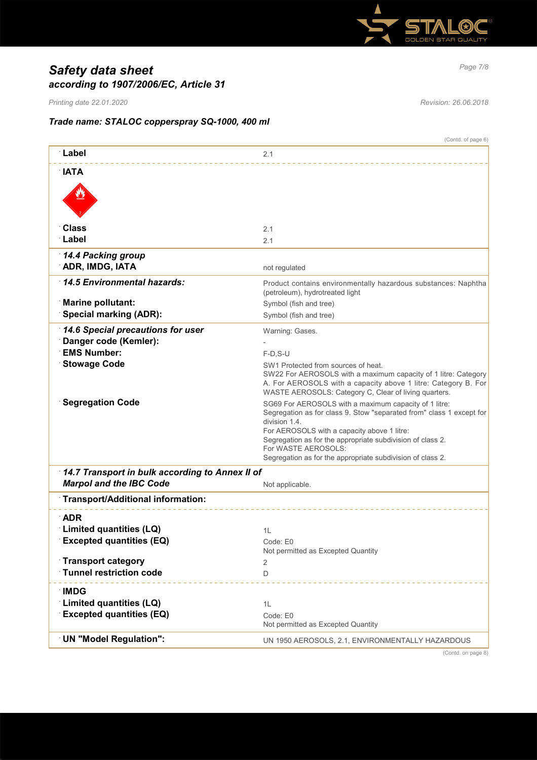# *Safety data sheet*
## *according to 1907/2006/EC, Article 31*

*Printing date 22.01.2020* *Revision: 26.06.2018*

### *Trade name: STALOC copperspray SQ-1000, 400 ml*

(Contd. of page 6)

| | |
|---|---|
| **Label** | 2.1 |
| **IATA** | |
| **Class** | 2.1 |
| **Label** | 2.1 |
| ***14.4 Packing group*** | |
| **ADR, IMDG, IATA** | not regulated |
| ***14.5 Environmental hazards:*** | Product contains environmentally hazardous substances: Naphtha (petroleum), hydrotreated light |
| **Marine pollutant:** | Symbol (fish and tree) |
| **Special marking (ADR):** | Symbol (fish and tree) |
| ***14.6 Special precautions for user*** | Warning: Gases. |
| **Danger code (Kemler):** | - |
| **EMS Number:** | F-D,S-U |
| **Stowage Code** | SW1 Protected from sources of heat. SW22 For AEROSOLS with a maximum capacity of 1 litre: Category A. For AEROSOLS with a capacity above 1 litre: Category B. For WASTE AEROSOLS: Category C, Clear of living quarters. |
| **Segregation Code** | SG69 For AEROSOLS with a maximum capacity of 1 litre: Segregation as for class 9. Stow "separated from" class 1 except for division 1.4. For AEROSOLS with a capacity above 1 litre: Segregation as for the appropriate subdivision of class 2. For WASTE AEROSOLS: Segregation as for the appropriate subdivision of class 2. |
| ***14.7 Transport in bulk according to Annex II of Marpol and the IBC Code*** | Not applicable. |
| **Transport/Additional information:** | |
| **ADR** | |
| **Limited quantities (LQ)** | 1L |
| **Excepted quantities (EQ)** | Code: E0<br>Not permitted as Excepted Quantity |
| **Transport category** | 2 |
| **Tunnel restriction code** | D |
| **IMDG** | |
| **Limited quantities (LQ)** | 1L |
| **Excepted quantities (EQ)** | Code: E0<br>Not permitted as Excepted Quantity |
| **UN "Model Regulation":** | UN 1950 AEROSOLS, 2.1, ENVIRONMENTALLY HAZARDOUS |

(Contd. on page 8)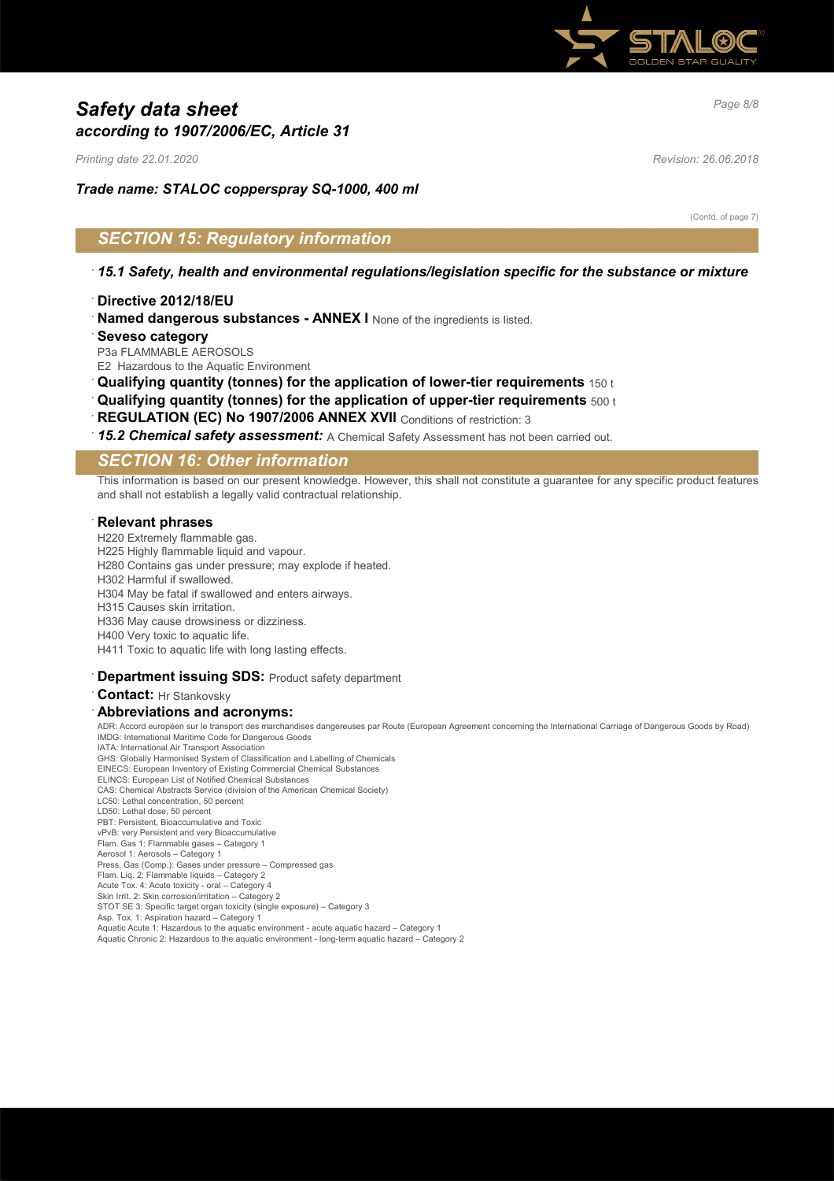(Contd. of page 7)

## SECTION 15: Regulatory information

· ***15.1 Safety, health and environmental regulations/legislation specific for the substance or mixture***

· **Directive 2012/18/EU**

· **Named dangerous substances - ANNEX I** None of the ingredients is listed.

· **Seveso category**

P3a FLAMMABLE AEROSOLS

E2 Hazardous to the Aquatic Environment

· **Qualifying quantity (tonnes) for the application of lower-tier requirements** 150 t

· **Qualifying quantity (tonnes) for the application of upper-tier requirements** 500 t

· **REGULATION (EC) No 1907/2006 ANNEX XVII** Conditions of restriction: 3

· ***15.2 Chemical safety assessment:*** A Chemical Safety Assessment has not been carried out.

## SECTION 16: Other information

This information is based on our present knowledge. However, this shall not constitute a guarantee for any specific product features and shall not establish a legally valid contractual relationship.

· **Relevant phrases**

H220 Extremely flammable gas.
H225 Highly flammable liquid and vapour.
H280 Contains gas under pressure; may explode if heated.
H302 Harmful if swallowed.
H304 May be fatal if swallowed and enters airways.
H315 Causes skin irritation.
H336 May cause drowsiness or dizziness.
H400 Very toxic to aquatic life.
H411 Toxic to aquatic life with long lasting effects.

· **Department issuing SDS:** Product safety department

· **Contact:** Hr Stankovsky

· **Abbreviations and acronyms:**

ADR: Accord européen sur le transport des marchandises dangereuses par Route (European Agreement concerning the International Carriage of Dangerous Goods by Road)
IMDG: International Maritime Code for Dangerous Goods
IATA: International Air Transport Association
GHS: Globally Harmonised System of Classification and Labelling of Chemicals
EINECS: European Inventory of Existing Commercial Chemical Substances
ELINCS: European List of Notified Chemical Substances
CAS: Chemical Abstracts Service (division of the American Chemical Society)
LC50: Lethal concentration, 50 percent
LD50: Lethal dose, 50 percent
PBT: Persistent, Bioaccumulative and Toxic
vPvB: very Persistent and very Bioaccumulative
Flam. Gas 1: Flammable gases – Category 1
Aerosol 1: Aerosols – Category 1
Press. Gas (Comp.): Gases under pressure – Compressed gas
Flam. Liq. 2: Flammable liquids – Category 2
Acute Tox. 4: Acute toxicity - oral – Category 4
Skin Irrit. 2: Skin corrosion/irritation – Category 2
STOT SE 3: Specific target organ toxicity (single exposure) – Category 3
Asp. Tox. 1: Aspiration hazard – Category 1
Aquatic Acute 1: Hazardous to the aquatic environment - acute aquatic hazard – Category 1
Aquatic Chronic 2: Hazardous to the aquatic environment - long-term aquatic hazard – Category 2